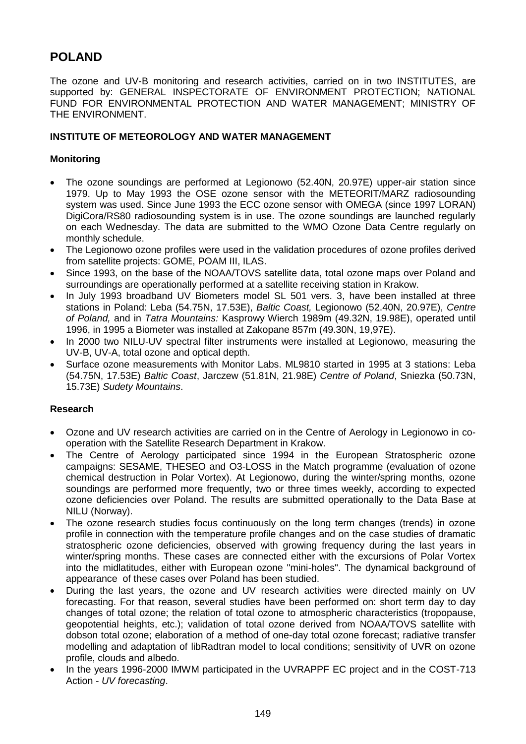# POLAND

The ozone and UV-B monitoring and research activities, carried on in two INSTITUTES, are supported by: GENERAL INSPECTORATE OF ENVIRONMENT PROTECTION; NATIONAL FUND FOR ENVIRONMENTAL PROTECTION AND WATER MANAGEMENT; MINISTRY OF THE ENVIRONMENT.

## INSTITUTE OF METEOROLOGY AND WATER MANAGEMENT

### Monitoring

- The ozone soundings are performed at Legionowo (52.40N, 20.97E) upper-air station since 1979. Up to May 1993 the OSE ozone sensor with the METEORIT/MARZ radiosounding system was used. Since June 1993 the ECC ozone sensor with OMEGA (since 1997 LORAN) DigiCora/RS80 radiosounding system is in use. The ozone soundings are launched regularly on each Wednesday. The data are submitted to the WMO Ozone Data Centre regularly on monthly schedule.
- The Legionowo ozone profiles were used in the validation procedures of ozone profiles derived from satellite projects: GOME, POAM III, ILAS.
- Since 1993, on the base of the NOAA/TOVS satellite data, total ozone maps over Poland and surroundings are operationally performed at a satellite receiving station in Krakow.
- In July 1993 broadband UV Biometers model SL 501 vers. 3, have been installed at three stations in Poland: Leba (54.75N, 17.53E), *Baltic Coast,* Legionowo (52.40N, 20.97E), *Centre of Poland,* and in *Tatra Mountains:* Kasprowy Wierch 1989m (49.32N, 19.98E), operated until 1996, in 1995 a Biometer was installed at Zakopane 857m (49.30N, 19,97E).
- In 2000 two NILU-UV spectral filter instruments were installed at Legionowo, measuring the UV-B, UV-A, total ozone and optical depth.
- Surface ozone measurements with Monitor Labs. ML9810 started in 1995 at 3 stations: Leba (54.75N, 17.53E) *Baltic Coast*, Jarczew (51.81N, 21.98E) *Centre of Poland*, Sniezka (50.73N, 15.73E) *Sudety Mountains*.

### Research

- Ozone and UV research activities are carried on in the Centre of Aerology in Legionowo in co-operation with the Satellite Research Department in Krakow.
- The Centre of Aerology participated since 1994 in the European Stratospheric ozone campaigns: SESAME, THESEO and O3-LOSS in the Match programme (evaluation of ozone chemical destruction in Polar Vortex). At Legionowo, during the winter/spring months, ozone soundings are performed more frequently, two or three times weekly, according to expected ozone deficiencies over Poland. The results are submitted operationally to the Data Base at NILU (Norway).
- The ozone research studies focus continuously on the long term changes (trends) in ozone profile in connection with the temperature profile changes and on the case studies of dramatic stratospheric ozone deficiencies, observed with growing frequency during the last years in winter/spring months. These cases are connected either with the excursions of Polar Vortex into the midlatitudes, either with European ozone "mini-holes". The dynamical background of appearance of these cases over Poland has been studied.
- During the last years, the ozone and UV research activities were directed mainly on UV forecasting. For that reason, several studies have been performed on: short term day to day changes of total ozone; the relation of total ozone to atmospheric characteristics (tropopause, geopotential heights, etc.); validation of total ozone derived from NOAA/TOVS satellite with dobson total ozone; elaboration of a method of one-day total ozone forecast; radiative transfer modelling and adaptation of libRadtran model to local conditions; sensitivity of UVR on ozone profile, clouds and albedo.
- In the years 1996-2000 IMWM participated in the UVRAPPF EC project and in the COST-713 Action - *UV forecasting*.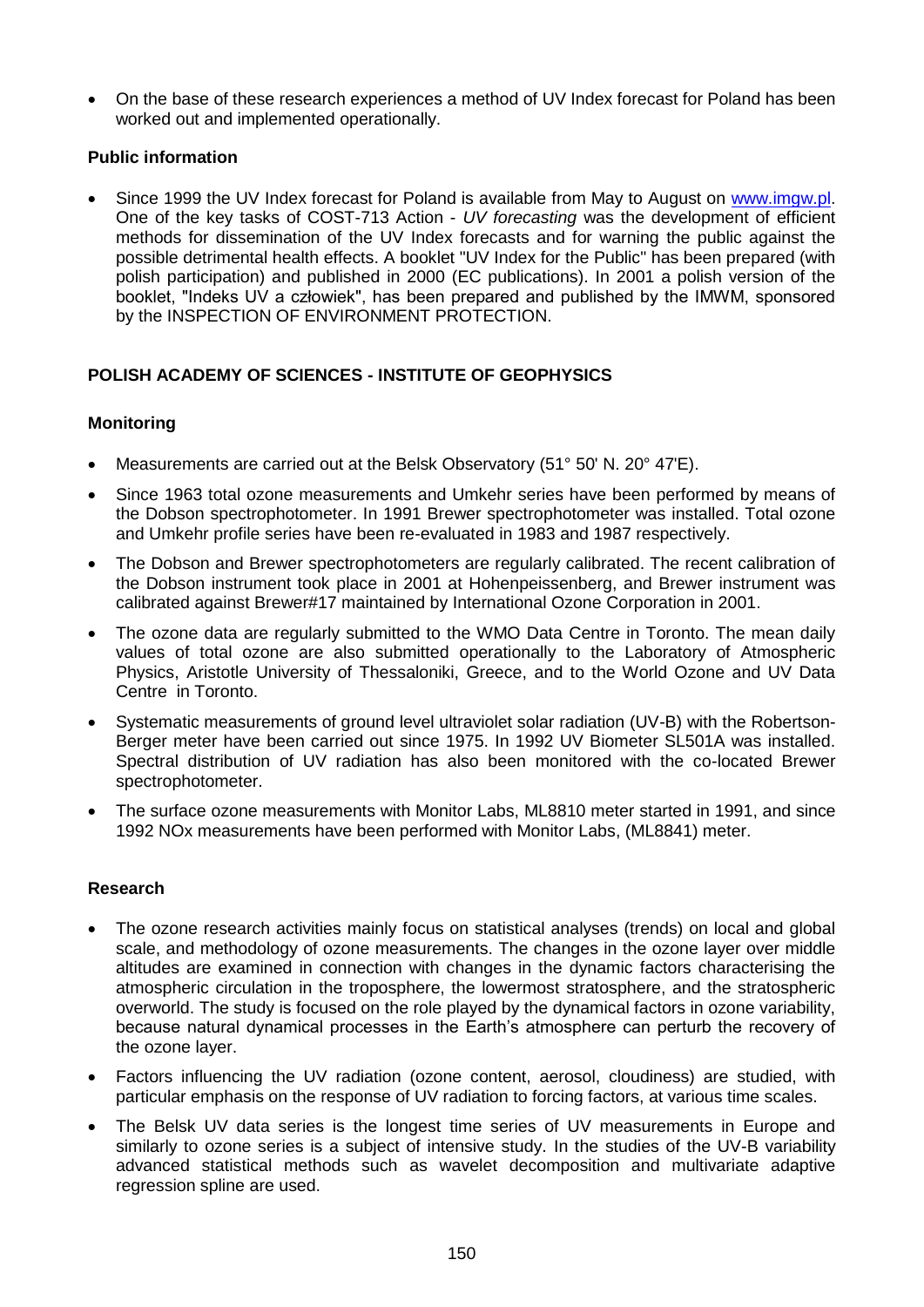- On the base of these research experiences a method of UV Index forecast for Poland has been worked out and implemented operationally.

### Public information

- Since 1999 the UV Index forecast for Poland is available from May to August on www.imgw.pl. One of the key tasks of COST-713 Action - *UV forecasting* was the development of efficient methods for dissemination of the UV Index forecasts and for warning the public against the possible detrimental health effects. A booklet "UV Index for the Public" has been prepared (with polish participation) and published in 2000 (EC publications). In 2001 a polish version of the booklet, "Indeks UV a człowiek", has been prepared and published by the IMWM, sponsored by the INSPECTION OF ENVIRONMENT PROTECTION.

## POLISH ACADEMY OF SCIENCES - INSTITUTE OF GEOPHYSICS

### Monitoring

- Measurements are carried out at the Belsk Observatory (51° 50' N. 20° 47'E).
- Since 1963 total ozone measurements and Umkehr series have been performed by means of the Dobson spectrophotometer. In 1991 Brewer spectrophotometer was installed. Total ozone and Umkehr profile series have been re-evaluated in 1983 and 1987 respectively.
- The Dobson and Brewer spectrophotometers are regularly calibrated. The recent calibration of the Dobson instrument took place in 2001 at Hohenpeissenberg, and Brewer instrument was calibrated against Brewer#17 maintained by International Ozone Corporation in 2001.
- The ozone data are regularly submitted to the WMO Data Centre in Toronto. The mean daily values of total ozone are also submitted operationally to the Laboratory of Atmospheric Physics, Aristotle University of Thessaloniki, Greece, and to the World Ozone and UV Data Centre in Toronto.
- Systematic measurements of ground level ultraviolet solar radiation (UV-B) with the Robertson-Berger meter have been carried out since 1975. In 1992 UV Biometer SL501A was installed. Spectral distribution of UV radiation has also been monitored with the co-located Brewer spectrophotometer.
- The surface ozone measurements with Monitor Labs, ML8810 meter started in 1991, and since 1992 NOx measurements have been performed with Monitor Labs, (ML8841) meter.

### Research

- The ozone research activities mainly focus on statistical analyses (trends) on local and global scale, and methodology of ozone measurements. The changes in the ozone layer over middle altitudes are examined in connection with changes in the dynamic factors characterising the atmospheric circulation in the troposphere, the lowermost stratosphere, and the stratospheric overworld. The study is focused on the role played by the dynamical factors in ozone variability, because natural dynamical processes in the Earth's atmosphere can perturb the recovery of the ozone layer.
- Factors influencing the UV radiation (ozone content, aerosol, cloudiness) are studied, with particular emphasis on the response of UV radiation to forcing factors, at various time scales.
- The Belsk UV data series is the longest time series of UV measurements in Europe and similarly to ozone series is a subject of intensive study. In the studies of the UV-B variability advanced statistical methods such as wavelet decomposition and multivariate adaptive regression spline are used.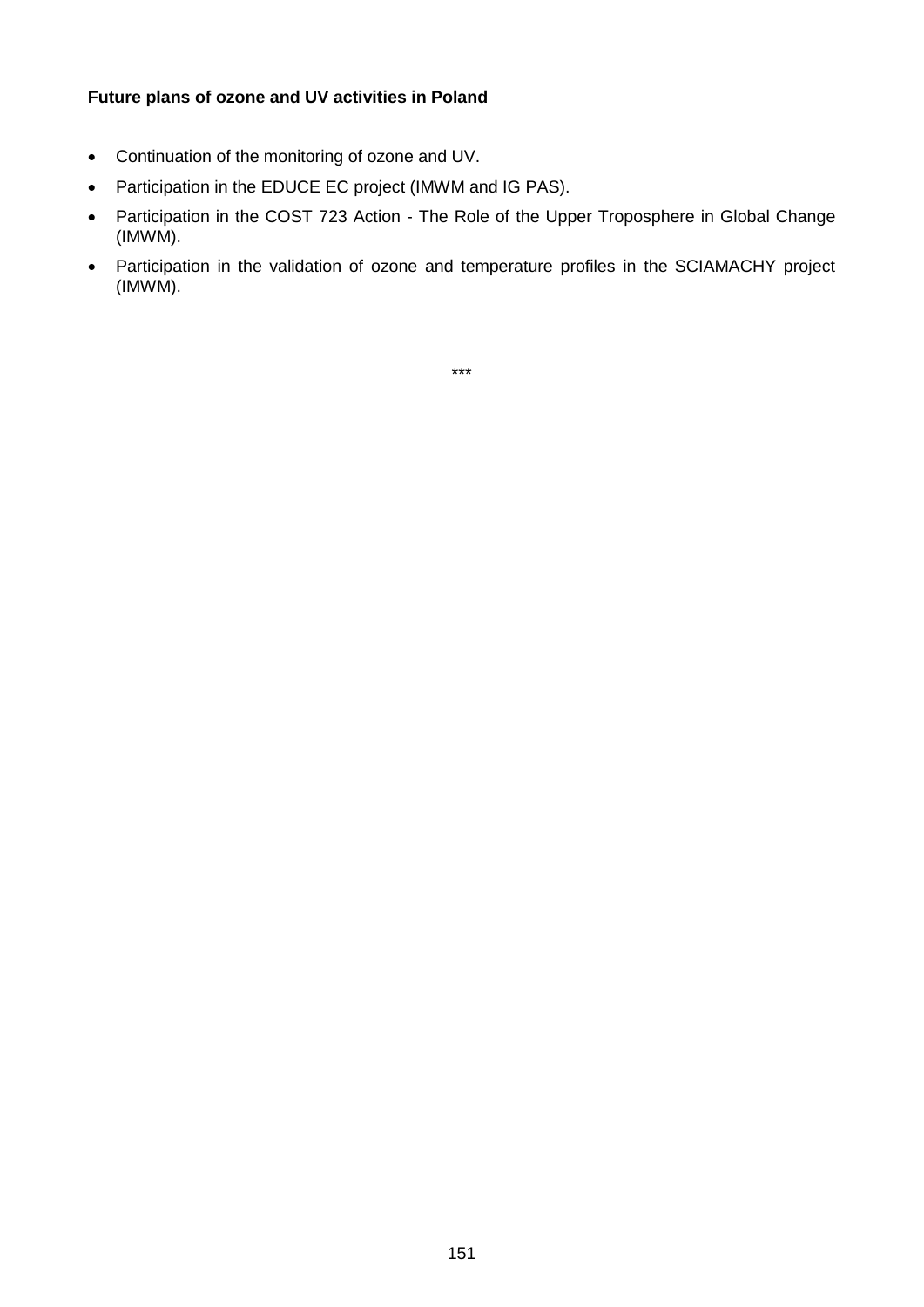**Future plans of ozone and UV activities in Poland**

- Continuation of the monitoring of ozone and UV.
- Participation in the EDUCE EC project (IMWM and IG PAS).
- Participation in the COST 723 Action - The Role of the Upper Troposphere in Global Change (IMWM).
- Participation in the validation of ozone and temperature profiles in the SCIAMACHY project (IMWM).

***